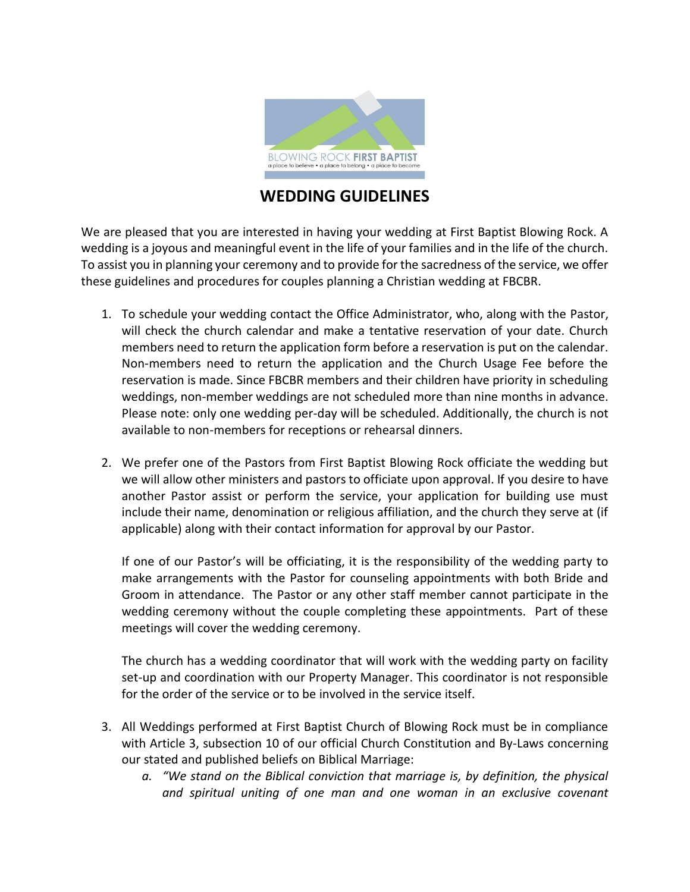# WEDDING GUIDELINES

We are pleased that you are interested in having your wedding at First Baptist Blowing Rock. A wedding is a joyous and meaningful event in the life of your families and in the life of the church. To assist you in planning your ceremony and to provide for the sacredness of the service, we offer these guidelines and procedures for couples planning a Christian wedding at FBCBR.

1. To schedule your wedding contact the Office Administrator, who, along with the Pastor, will check the church calendar and make a tentative reservation of your date. Church members need to return the application form before a reservation is put on the calendar. Non-members need to return the application and the Church Usage Fee before the reservation is made. Since FBCBR members and their children have priority in scheduling weddings, non-member weddings are not scheduled more than nine months in advance. Please note: only one wedding per-day will be scheduled. Additionally, the church is not available to non-members for receptions or rehearsal dinners.

2. We prefer one of the Pastors from First Baptist Blowing Rock officiate the wedding but we will allow other ministers and pastors to officiate upon approval. If you desire to have another Pastor assist or perform the service, your application for building use must include their name, denomination or religious affiliation, and the church they serve at (if applicable) along with their contact information for approval by our Pastor.

   If one of our Pastor's will be officiating, it is the responsibility of the wedding party to make arrangements with the Pastor for counseling appointments with both Bride and Groom in attendance. The Pastor or any other staff member cannot participate in the wedding ceremony without the couple completing these appointments. Part of these meetings will cover the wedding ceremony.

   The church has a wedding coordinator that will work with the wedding party on facility set-up and coordination with our Property Manager. This coordinator is not responsible for the order of the service or to be involved in the service itself.

3. All Weddings performed at First Baptist Church of Blowing Rock must be in compliance with Article 3, subsection 10 of our official Church Constitution and By-Laws concerning our stated and published beliefs on Biblical Marriage:
   a. *"We stand on the Biblical conviction that marriage is, by definition, the physical and spiritual uniting of one man and one woman in an exclusive covenant*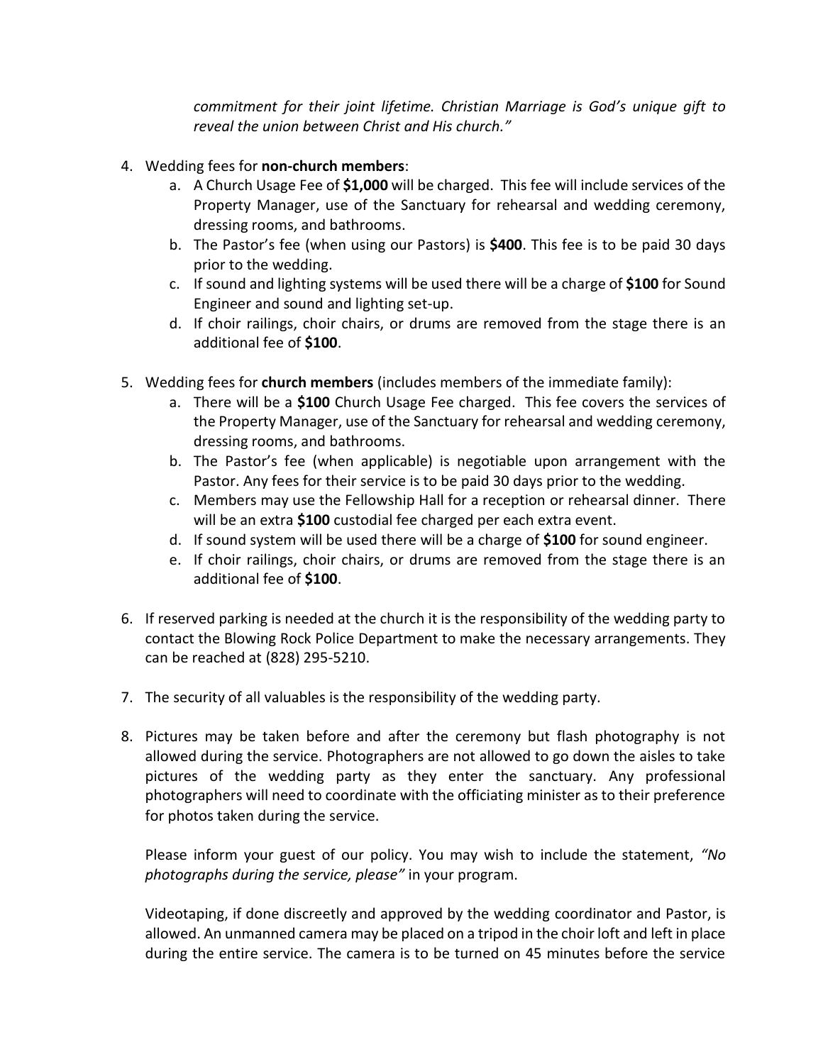*commitment for their joint lifetime. Christian Marriage is God's unique gift to reveal the union between Christ and His church."*

4. Wedding fees for **non-church members**:
   a. A Church Usage Fee of **$1,000** will be charged. This fee will include services of the Property Manager, use of the Sanctuary for rehearsal and wedding ceremony, dressing rooms, and bathrooms.
   b. The Pastor's fee (when using our Pastors) is **$400**. This fee is to be paid 30 days prior to the wedding.
   c. If sound and lighting systems will be used there will be a charge of **$100** for Sound Engineer and sound and lighting set-up.
   d. If choir railings, choir chairs, or drums are removed from the stage there is an additional fee of **$100**.

5. Wedding fees for **church members** (includes members of the immediate family):
   a. There will be a **$100** Church Usage Fee charged. This fee covers the services of the Property Manager, use of the Sanctuary for rehearsal and wedding ceremony, dressing rooms, and bathrooms.
   b. The Pastor's fee (when applicable) is negotiable upon arrangement with the Pastor. Any fees for their service is to be paid 30 days prior to the wedding.
   c. Members may use the Fellowship Hall for a reception or rehearsal dinner. There will be an extra **$100** custodial fee charged per each extra event.
   d. If sound system will be used there will be a charge of **$100** for sound engineer.
   e. If choir railings, choir chairs, or drums are removed from the stage there is an additional fee of **$100**.

6. If reserved parking is needed at the church it is the responsibility of the wedding party to contact the Blowing Rock Police Department to make the necessary arrangements. They can be reached at (828) 295-5210.

7. The security of all valuables is the responsibility of the wedding party.

8. Pictures may be taken before and after the ceremony but flash photography is not allowed during the service. Photographers are not allowed to go down the aisles to take pictures of the wedding party as they enter the sanctuary. Any professional photographers will need to coordinate with the officiating minister as to their preference for photos taken during the service.

   Please inform your guest of our policy. You may wish to include the statement, *"No photographs during the service, please"* in your program.

   Videotaping, if done discreetly and approved by the wedding coordinator and Pastor, is allowed. An unmanned camera may be placed on a tripod in the choir loft and left in place during the entire service. The camera is to be turned on 45 minutes before the service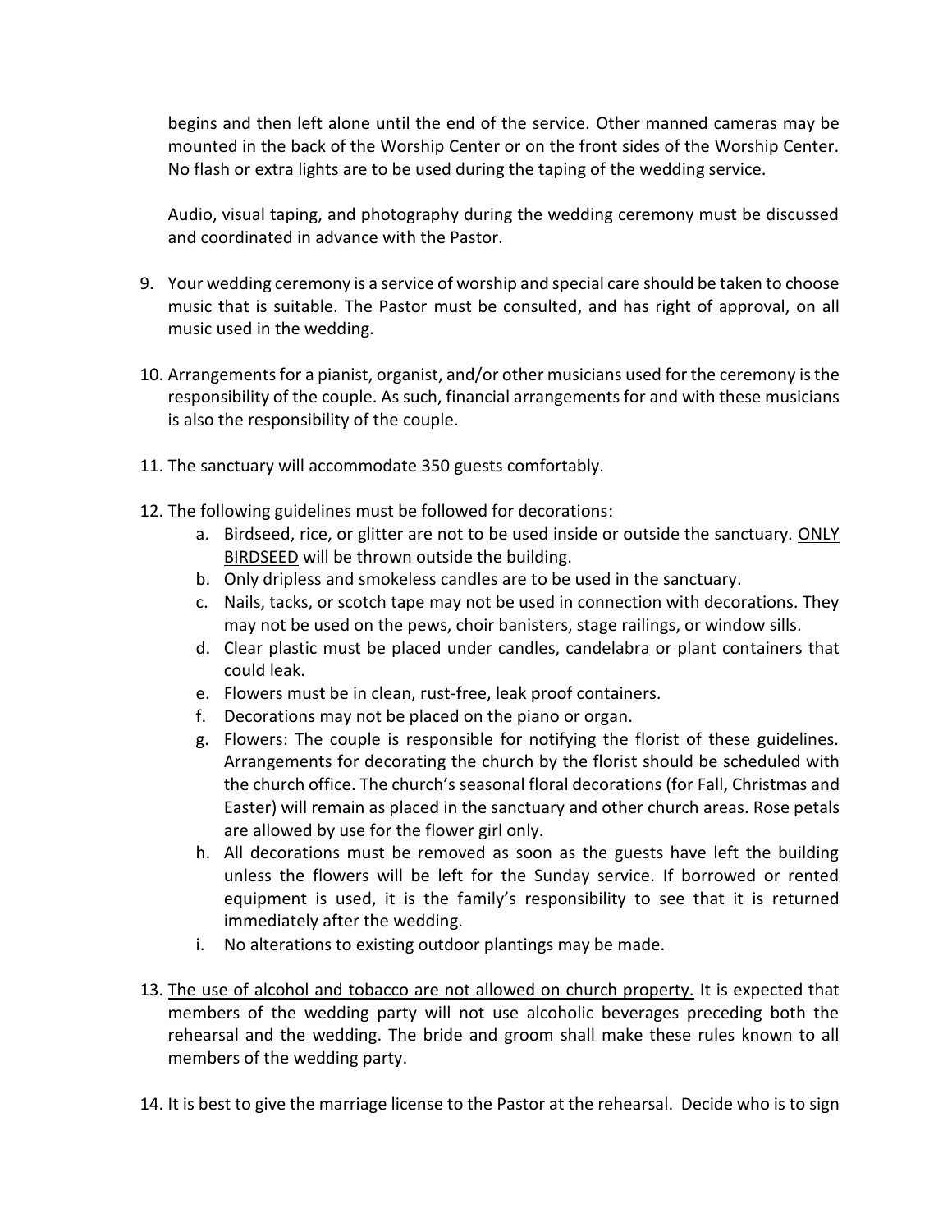begins and then left alone until the end of the service. Other manned cameras may be mounted in the back of the Worship Center or on the front sides of the Worship Center. No flash or extra lights are to be used during the taping of the wedding service.

Audio, visual taping, and photography during the wedding ceremony must be discussed and coordinated in advance with the Pastor.

9. Your wedding ceremony is a service of worship and special care should be taken to choose music that is suitable. The Pastor must be consulted, and has right of approval, on all music used in the wedding.

10. Arrangements for a pianist, organist, and/or other musicians used for the ceremony is the responsibility of the couple. As such, financial arrangements for and with these musicians is also the responsibility of the couple.

11. The sanctuary will accommodate 350 guests comfortably.

12. The following guidelines must be followed for decorations:
    a. Birdseed, rice, or glitter are not to be used inside or outside the sanctuary. <u>ONLY BIRDSEED</u> will be thrown outside the building.
    b. Only dripless and smokeless candles are to be used in the sanctuary.
    c. Nails, tacks, or scotch tape may not be used in connection with decorations. They may not be used on the pews, choir banisters, stage railings, or window sills.
    d. Clear plastic must be placed under candles, candelabra or plant containers that could leak.
    e. Flowers must be in clean, rust-free, leak proof containers.
    f. Decorations may not be placed on the piano or organ.
    g. Flowers: The couple is responsible for notifying the florist of these guidelines. Arrangements for decorating the church by the florist should be scheduled with the church office. The church's seasonal floral decorations (for Fall, Christmas and Easter) will remain as placed in the sanctuary and other church areas. Rose petals are allowed by use for the flower girl only.
    h. All decorations must be removed as soon as the guests have left the building unless the flowers will be left for the Sunday service. If borrowed or rented equipment is used, it is the family's responsibility to see that it is returned immediately after the wedding.
    i. No alterations to existing outdoor plantings may be made.

13. <u>The use of alcohol and tobacco are not allowed on church property.</u> It is expected that members of the wedding party will not use alcoholic beverages preceding both the rehearsal and the wedding. The bride and groom shall make these rules known to all members of the wedding party.

14. It is best to give the marriage license to the Pastor at the rehearsal. Decide who is to sign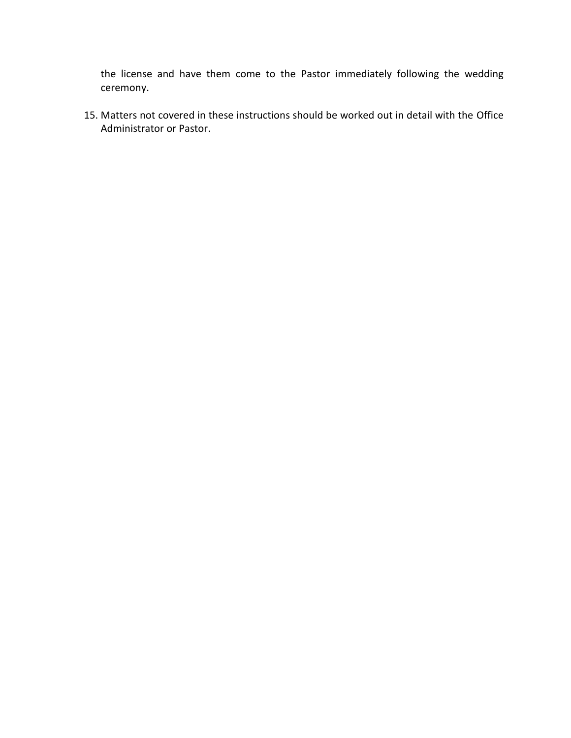the license and have them come to the Pastor immediately following the wedding ceremony.

15. Matters not covered in these instructions should be worked out in detail with the Office Administrator or Pastor.